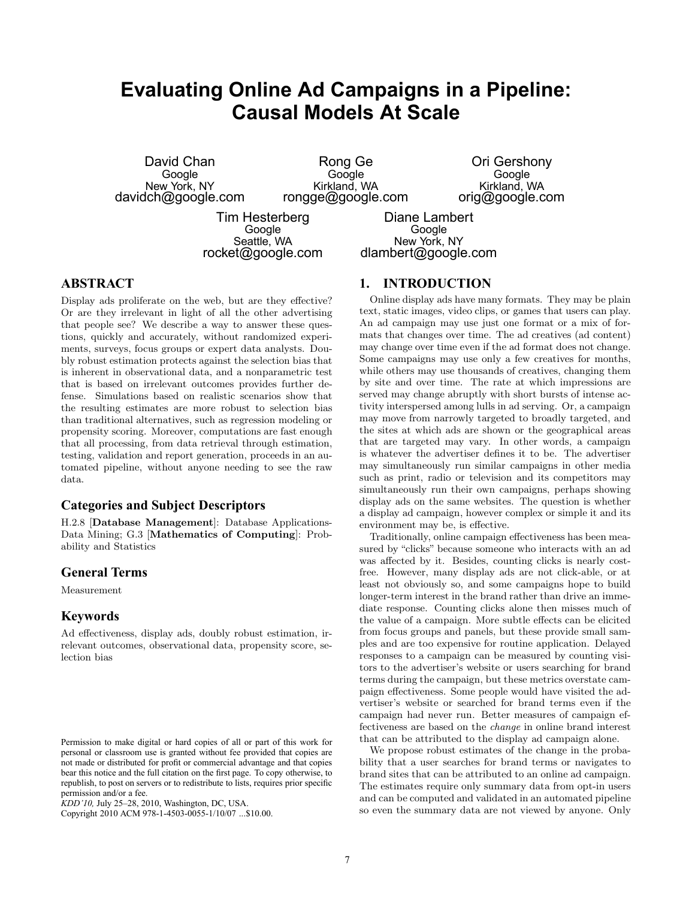# Evaluating Online Ad Campaigns in a Pipeline: Causal Models At Scale

David Chan
Google
New York, NY
davidch@google.com

Rong Ge
Google
Kirkland, WA
rongge@google.com

Ori Gershony
Google
Kirkland, WA
orig@google.com

Tim Hesterberg
Google
Seattle, WA
rocket@google.com

Diane Lambert
Google
New York, NY
dlambert@google.com

## ABSTRACT

Display ads proliferate on the web, but are they effective? Or are they irrelevant in light of all the other advertising that people see? We describe a way to answer these questions, quickly and accurately, without randomized experiments, surveys, focus groups or expert data analysts. Doubly robust estimation protects against the selection bias that is inherent in observational data, and a nonparametric test that is based on irrelevant outcomes provides further defense. Simulations based on realistic scenarios show that the resulting estimates are more robust to selection bias than traditional alternatives, such as regression modeling or propensity scoring. Moreover, computations are fast enough that all processing, from data retrieval through estimation, testing, validation and report generation, proceeds in an automated pipeline, without anyone needing to see the raw data.

### Categories and Subject Descriptors

H.2.8 [**Database Management**]: Database Applications-Data Mining; G.3 [**Mathematics of Computing**]: Probability and Statistics

### General Terms

Measurement

### Keywords

Ad effectiveness, display ads, doubly robust estimation, irrelevant outcomes, observational data, propensity score, selection bias

Permission to make digital or hard copies of all or part of this work for personal or classroom use is granted without fee provided that copies are not made or distributed for profit or commercial advantage and that copies bear this notice and the full citation on the first page. To copy otherwise, to republish, to post on servers or to redistribute to lists, requires prior specific permission and/or a fee.
*KDD'10,* July 25–28, 2010, Washington, DC, USA.
Copyright 2010 ACM 978-1-4503-0055-1/10/07 ...$10.00.

## 1. INTRODUCTION

Online display ads have many formats. They may be plain text, static images, video clips, or games that users can play. An ad campaign may use just one format or a mix of formats that changes over time. The ad creatives (ad content) may change over time even if the ad format does not change. Some campaigns may use only a few creatives for months, while others may use thousands of creatives, changing them by site and over time. The rate at which impressions are served may change abruptly with short bursts of intense activity interspersed among lulls in ad serving. Or, a campaign may move from narrowly targeted to broadly targeted, and the sites at which ads are shown or the geographical areas that are targeted may vary. In other words, a campaign is whatever the advertiser defines it to be. The advertiser may simultaneously run similar campaigns in other media such as print, radio or television and its competitors may simultaneously run their own campaigns, perhaps showing display ads on the same websites. The question is whether a display ad campaign, however complex or simple it and its environment may be, is effective.

Traditionally, online campaign effectiveness has been measured by "clicks" because someone who interacts with an ad was affected by it. Besides, counting clicks is nearly cost-free. However, many display ads are not click-able, or at least not obviously so, and some campaigns hope to build longer-term interest in the brand rather than drive an immediate response. Counting clicks alone then misses much of the value of a campaign. More subtle effects can be elicited from focus groups and panels, but these provide small samples and are too expensive for routine application. Delayed responses to a campaign can be measured by counting visitors to the advertiser's website or users searching for brand terms during the campaign, but these metrics overstate campaign effectiveness. Some people would have visited the advertiser's website or searched for brand terms even if the campaign had never run. Better measures of campaign effectiveness are based on the *change* in online brand interest that can be attributed to the display ad campaign alone.

We propose robust estimates of the change in the probability that a user searches for brand terms or navigates to brand sites that can be attributed to an online ad campaign. The estimates require only summary data from opt-in users and can be computed and validated in an automated pipeline so even the summary data are not viewed by anyone. Only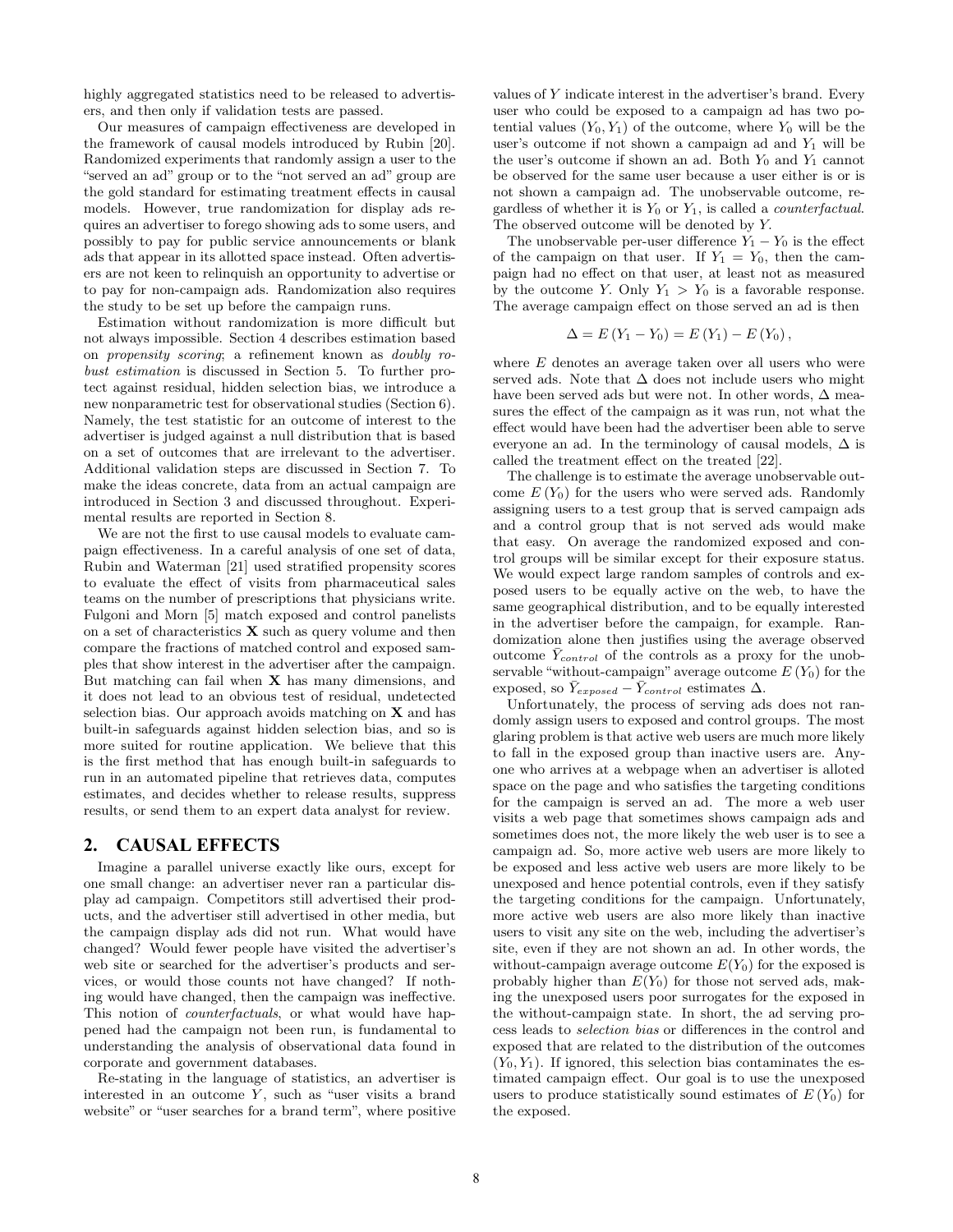highly aggregated statistics need to be released to advertisers, and then only if validation tests are passed.

Our measures of campaign effectiveness are developed in the framework of causal models introduced by Rubin [20]. Randomized experiments that randomly assign a user to the "served an ad" group or to the "not served an ad" group are the gold standard for estimating treatment effects in causal models. However, true randomization for display ads requires an advertiser to forego showing ads to some users, and possibly to pay for public service announcements or blank ads that appear in its allotted space instead. Often advertisers are not keen to relinquish an opportunity to advertise or to pay for non-campaign ads. Randomization also requires the study to be set up before the campaign runs.

Estimation without randomization is more difficult but not always impossible. Section 4 describes estimation based on *propensity scoring*; a refinement known as *doubly robust estimation* is discussed in Section 5. To further protect against residual, hidden selection bias, we introduce a new nonparametric test for observational studies (Section 6). Namely, the test statistic for an outcome of interest to the advertiser is judged against a null distribution that is based on a set of outcomes that are irrelevant to the advertiser. Additional validation steps are discussed in Section 7. To make the ideas concrete, data from an actual campaign are introduced in Section 3 and discussed throughout. Experimental results are reported in Section 8.

We are not the first to use causal models to evaluate campaign effectiveness. In a careful analysis of one set of data, Rubin and Waterman [21] used stratified propensity scores to evaluate the effect of visits from pharmaceutical sales teams on the number of prescriptions that physicians write. Fulgoni and Morn [5] match exposed and control panelists on a set of characteristics $\mathbf{X}$ such as query volume and then compare the fractions of matched control and exposed samples that show interest in the advertiser after the campaign. But matching can fail when $\mathbf{X}$ has many dimensions, and it does not lead to an obvious test of residual, undetected selection bias. Our approach avoids matching on $\mathbf{X}$ and has built-in safeguards against hidden selection bias, and so is more suited for routine application. We believe that this is the first method that has enough built-in safeguards to run in an automated pipeline that retrieves data, computes estimates, and decides whether to release results, suppress results, or send them to an expert data analyst for review.

## 2. CAUSAL EFFECTS

Imagine a parallel universe exactly like ours, except for one small change: an advertiser never ran a particular display ad campaign. Competitors still advertised their products, and the advertiser still advertised in other media, but the campaign display ads did not run. What would have changed? Would fewer people have visited the advertiser's web site or searched for the advertiser's products and services, or would those counts not have changed? If nothing would have changed, then the campaign was ineffective. This notion of *counterfactuals*, or what would have happened had the campaign not been run, is fundamental to understanding the analysis of observational data found in corporate and government databases.

Re-stating in the language of statistics, an advertiser is interested in an outcome $Y$, such as "user visits a brand website" or "user searches for a brand term", where positive values of $Y$ indicate interest in the advertiser's brand. Every user who could be exposed to a campaign ad has two potential values $(Y_0, Y_1)$ of the outcome, where $Y_0$ will be the user's outcome if not shown a campaign ad and $Y_1$ will be the user's outcome if shown an ad. Both $Y_0$ and $Y_1$ cannot be observed for the same user because a user either is or is not shown a campaign ad. The unobservable outcome, regardless of whether it is $Y_0$ or $Y_1$, is called a *counterfactual*. The observed outcome will be denoted by $Y$.

The unobservable per-user difference $Y_1 - Y_0$ is the effect of the campaign on that user. If $Y_1 = Y_0$, then the campaign had no effect on that user, at least not as measured by the outcome $Y$. Only $Y_1 > Y_0$ is a favorable response. The average campaign effect on those served an ad is then

$$\Delta = E\left(Y_1 - Y_0\right) = E\left(Y_1\right) - E\left(Y_0\right),$$

where $E$ denotes an average taken over all users who were served ads. Note that $\Delta$ does not include users who might have been served ads but were not. In other words, $\Delta$ measures the effect of the campaign as it was run, not what the effect would have been had the advertiser been able to serve everyone an ad. In the terminology of causal models, $\Delta$ is called the treatment effect on the treated [22].

The challenge is to estimate the average unobservable outcome $E\left(Y_0\right)$ for the users who were served ads. Randomly assigning users to a test group that is served campaign ads and a control group that is not served ads would make that easy. On average the randomized exposed and control groups will be similar except for their exposure status. We would expect large random samples of controls and exposed users to be equally active on the web, to have the same geographical distribution, and to be equally interested in the advertiser before the campaign, for example. Randomization alone then justifies using the average observed outcome $\bar{Y}_{control}$ of the controls as a proxy for the unobservable "without-campaign" average outcome $E\left(Y_0\right)$ for the exposed, so $\bar{Y}_{exposed} - \bar{Y}_{control}$ estimates $\Delta$.

Unfortunately, the process of serving ads does not randomly assign users to exposed and control groups. The most glaring problem is that active web users are much more likely to fall in the exposed group than inactive users are. Anyone who arrives at a webpage when an advertiser is alloted space on the page and who satisfies the targeting conditions for the campaign is served an ad. The more a web user visits a web page that sometimes shows campaign ads and sometimes does not, the more likely the web user is to see a campaign ad. So, more active web users are more likely to be exposed and less active web users are more likely to be unexposed and hence potential controls, even if they satisfy the targeting conditions for the campaign. Unfortunately, more active web users are also more likely than inactive users to visit any site on the web, including the advertiser's site, even if they are not shown an ad. In other words, the without-campaign average outcome $E(Y_0)$ for the exposed is probably higher than $E(Y_0)$ for those not served ads, making the unexposed users poor surrogates for the exposed in the without-campaign state. In short, the ad serving process leads to *selection bias* or differences in the control and exposed that are related to the distribution of the outcomes $(Y_0, Y_1)$. If ignored, this selection bias contaminates the estimated campaign effect. Our goal is to use the unexposed users to produce statistically sound estimates of $E\left(Y_0\right)$ for the exposed.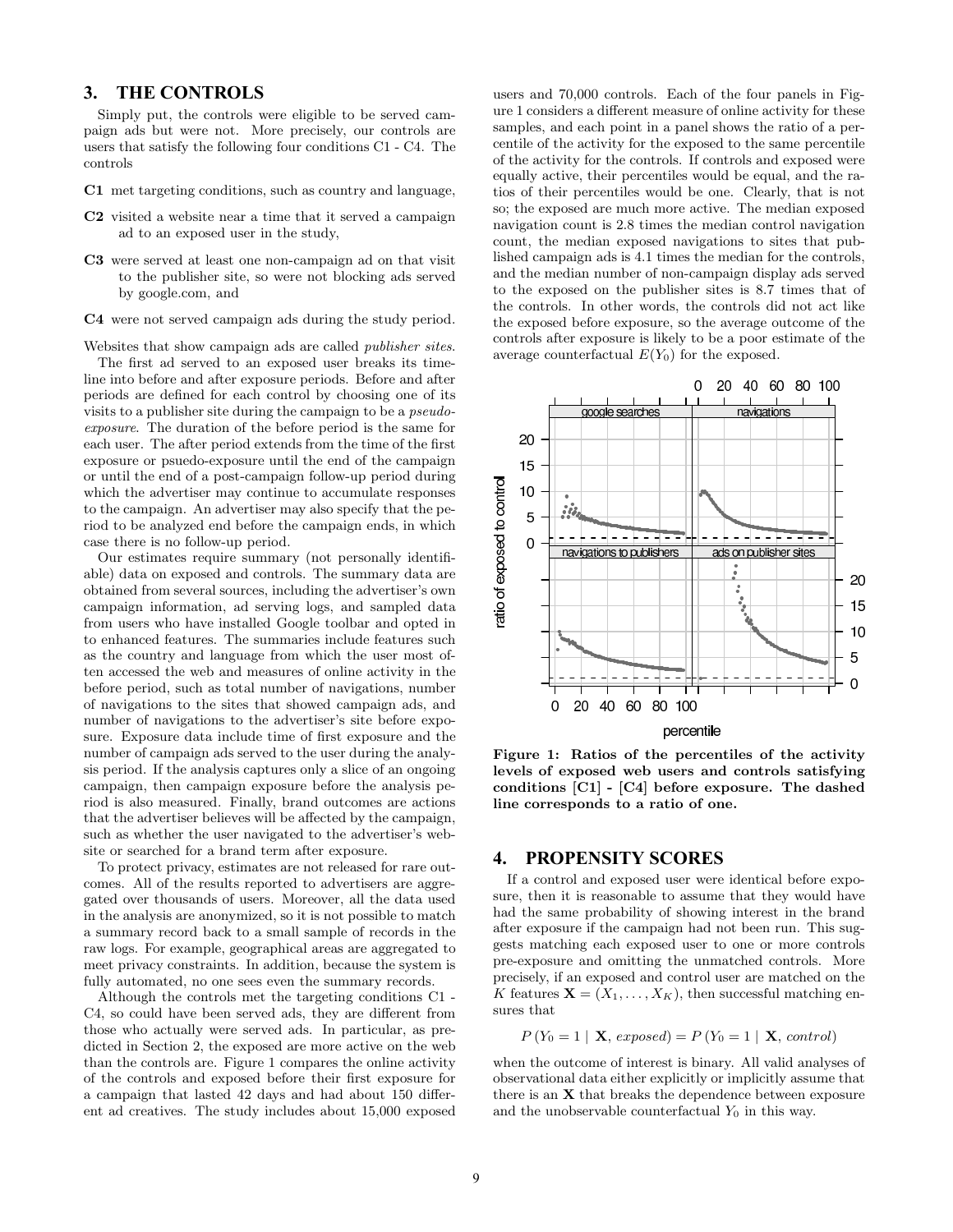## 3. THE CONTROLS

Simply put, the controls were eligible to be served campaign ads but were not. More precisely, our controls are users that satisfy the following four conditions C1 - C4. The controls

- **C1** met targeting conditions, such as country and language,
- **C2** visited a website near a time that it served a campaign ad to an exposed user in the study,
- **C3** were served at least one non-campaign ad on that visit to the publisher site, so were not blocking ads served by google.com, and
- **C4** were not served campaign ads during the study period.

Websites that show campaign ads are called *publisher sites*.

The first ad served to an exposed user breaks its timeline into before and after exposure periods. Before and after periods are defined for each control by choosing one of its visits to a publisher site during the campaign to be a *pseudo-exposure*. The duration of the before period is the same for each user. The after period extends from the time of the first exposure or psuedo-exposure until the end of the campaign or until the end of a post-campaign follow-up period during which the advertiser may continue to accumulate responses to the campaign. An advertiser may also specify that the period to be analyzed end before the campaign ends, in which case there is no follow-up period.

Our estimates require summary (not personally identifiable) data on exposed and controls. The summary data are obtained from several sources, including the advertiser's own campaign information, ad serving logs, and sampled data from users who have installed Google toolbar and opted in to enhanced features. The summaries include features such as the country and language from which the user most often accessed the web and measures of online activity in the before period, such as total number of navigations, number of navigations to the sites that showed campaign ads, and number of navigations to the advertiser's site before exposure. Exposure data include time of first exposure and the number of campaign ads served to the user during the analysis period. If the analysis captures only a slice of an ongoing campaign, then campaign exposure before the analysis period is also measured. Finally, brand outcomes are actions that the advertiser believes will be affected by the campaign, such as whether the user navigated to the advertiser's website or searched for a brand term after exposure.

To protect privacy, estimates are not released for rare outcomes. All of the results reported to advertisers are aggregated over thousands of users. Moreover, all the data used in the analysis are anonymized, so it is not possible to match a summary record back to a small sample of records in the raw logs. For example, geographical areas are aggregated to meet privacy constraints. In addition, because the system is fully automated, no one sees even the summary records.

Although the controls met the targeting conditions C1 - C4, so could have been served ads, they are different from those who actually were served ads. In particular, as predicted in Section 2, the exposed are more active on the web than the controls are. Figure 1 compares the online activity of the controls and exposed before their first exposure for a campaign that lasted 42 days and had about 150 different ad creatives. The study includes about 15,000 exposed users and 70,000 controls. Each of the four panels in Figure 1 considers a different measure of online activity for these samples, and each point in a panel shows the ratio of a percentile of the activity for the exposed to the same percentile of the activity for the controls. If controls and exposed were equally active, their percentiles would be equal, and the ratios of their percentiles would be one. Clearly, that is not so; the exposed are much more active. The median exposed navigation count is 2.8 times the median control navigation count, the median exposed navigations to sites that published campaign ads is 4.1 times the median for the controls, and the median number of non-campaign display ads served to the exposed on the publisher sites is 8.7 times that of the controls. In other words, the controls did not act like the exposed before exposure, so the average outcome of the controls after exposure is likely to be a poor estimate of the average counterfactual $E(Y_0)$ for the exposed.

**Figure 1: Ratios of the percentiles of the activity levels of exposed web users and controls satisfying conditions [C1] - [C4] before exposure. The dashed line corresponds to a ratio of one.**

## 4. PROPENSITY SCORES

If a control and exposed user were identical before exposure, then it is reasonable to assume that they would have had the same probability of showing interest in the brand after exposure if the campaign had not been run. This suggests matching each exposed user to one or more controls pre-exposure and omitting the unmatched controls. More precisely, if an exposed and control user are matched on the $K$ features $\mathbf{X} = (X_1, \ldots, X_K)$, then successful matching ensures that

$$P(Y_0 = 1 \mid \mathbf{X}, \, exposed) = P(Y_0 = 1 \mid \mathbf{X}, \, control)$$

when the outcome of interest is binary. All valid analyses of observational data either explicitly or implicitly assume that there is an $\mathbf{X}$ that breaks the dependence between exposure and the unobservable counterfactual $Y_0$ in this way.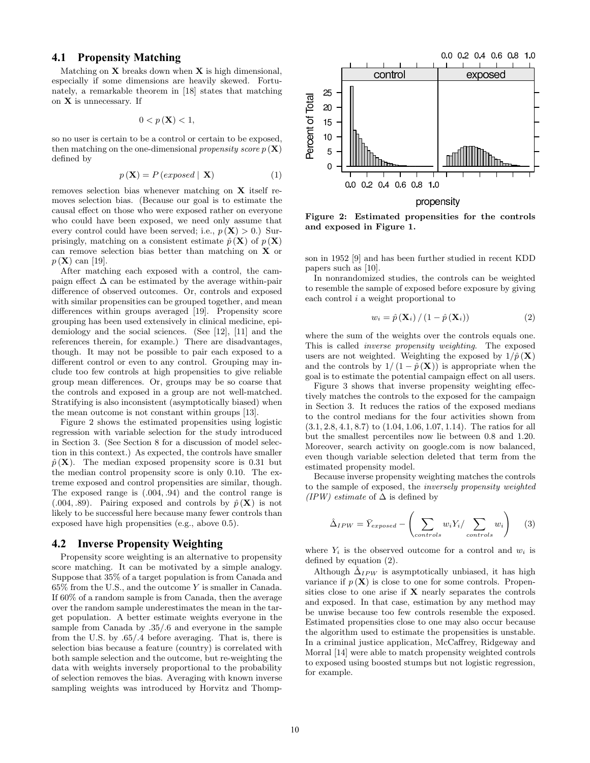## 4.1 Propensity Matching

Matching on $\mathbf{X}$ breaks down when $\mathbf{X}$ is high dimensional, especially if some dimensions are heavily skewed. Fortunately, a remarkable theorem in [18] states that matching on $\mathbf{X}$ is unnecessary. If

$$0 < p(\mathbf{X}) < 1,$$

so no user is certain to be a control or certain to be exposed, then matching on the one-dimensional *propensity score* $p(\mathbf{X})$ defined by

$$p(\mathbf{X}) = P(exposed \mid \mathbf{X}) \tag{1}$$

removes selection bias whenever matching on $\mathbf{X}$ itself removes selection bias. (Because our goal is to estimate the causal effect on those who were exposed rather on everyone who could have been exposed, we need only assume that every control could have been served; i.e., $p(\mathbf{X}) > 0$.) Surprisingly, matching on a consistent estimate $\hat{p}(\mathbf{X})$ of $p(\mathbf{X})$ can remove selection bias better than matching on $\mathbf{X}$ or $p(\mathbf{X})$ can [19].

After matching each exposed with a control, the campaign effect $\Delta$ can be estimated by the average within-pair difference of observed outcomes. Or, controls and exposed with similar propensities can be grouped together, and mean differences within groups averaged [19]. Propensity score grouping has been used extensively in clinical medicine, epidemiology and the social sciences. (See [12], [11] and the references therein, for example.) There are disadvantages, though. It may not be possible to pair each exposed to a different control or even to any control. Grouping may include too few controls at high propensities to give reliable group mean differences. Or, groups may be so coarse that the controls and exposed in a group are not well-matched. Stratifying is also inconsistent (asymptotically biased) when the mean outcome is not constant within groups [13].

Figure 2 shows the estimated propensities using logistic regression with variable selection for the study introduced in Section 3. (See Section 8 for a discussion of model selection in this context.) As expected, the controls have smaller $\hat{p}(\mathbf{X})$. The median exposed propensity score is 0.31 but the median control propensity score is only 0.10. The extreme exposed and control propensities are similar, though. The exposed range is (.004, .94) and the control range is (.004, .89). Pairing exposed and controls by $\hat{p}(\mathbf{X})$ is not likely to be successful here because many fewer controls than exposed have high propensities (e.g., above 0.5).

**Figure 2: Estimated propensities for the controls and exposed in Figure 1.**

## 4.2 Inverse Propensity Weighting

Propensity score weighting is an alternative to propensity score matching. It can be motivated by a simple analogy. Suppose that 35% of a target population is from Canada and 65% from the U.S., and the outcome $Y$ is smaller in Canada. If 60% of a random sample is from Canada, then the average over the random sample underestimates the mean in the target population. A better estimate weights everyone in the sample from Canada by .35/.6 and everyone in the sample from the U.S. by .65/.4 before averaging. That is, there is selection bias because a feature (country) is correlated with both sample selection and the outcome, but re-weighting the data with weights inversely proportional to the probability of selection removes the bias. Averaging with known inverse sampling weights was introduced by Horvitz and Thompson in 1952 [9] and has been further studied in recent KDD papers such as [10].

In nonrandomized studies, the controls can be weighted to resemble the sample of exposed before exposure by giving each control $i$ a weight proportional to

$$w_i = \hat{p}(\mathbf{X}_i) / (1 - \hat{p}(\mathbf{X}_i)) \tag{2}$$

where the sum of the weights over the controls equals one. This is called *inverse propensity weighting*. The exposed users are not weighted. Weighting the exposed by $1/\hat{p}(\mathbf{X})$ and the controls by $1/(1 - \hat{p}(\mathbf{X}))$ is appropriate when the goal is to estimate the potential campaign effect on all users.

Figure 3 shows that inverse propensity weighting effectively matches the controls to the exposed for the campaign in Section 3. It reduces the ratios of the exposed medians to the control medians for the four activities shown from (3.1, 2.8, 4.1, 8.7) to (1.04, 1.06, 1.07, 1.14). The ratios for all but the smallest percentiles now lie between 0.8 and 1.20. Moreover, search activity on google.com is now balanced, even though variable selection deleted that term from the estimated propensity model.

Because inverse propensity weighting matches the controls to the sample of exposed, the *inversely propensity weighted (IPW) estimate* of $\Delta$ is defined by

$$\hat{\Delta}_{IPW} = \bar{Y}_{exposed} - \left( \sum_{controls} w_i Y_i / \sum_{controls} w_i \right) \tag{3}$$

where $Y_i$ is the observed outcome for a control and $w_i$ is defined by equation (2).

Although $\hat{\Delta}_{IPW}$ is asymptotically unbiased, it has high variance if $p(\mathbf{X})$ is close to one for some controls. Propensities close to one arise if $\mathbf{X}$ nearly separates the controls and exposed. In that case, estimation by any method may be unwise because too few controls resemble the exposed. Estimated propensities close to one may also occur because the algorithm used to estimate the propensities is unstable. In a criminal justice application, McCaffrey, Ridgeway and Morral [14] were able to match propensity weighted controls to exposed using boosted stumps but not logistic regression, for example.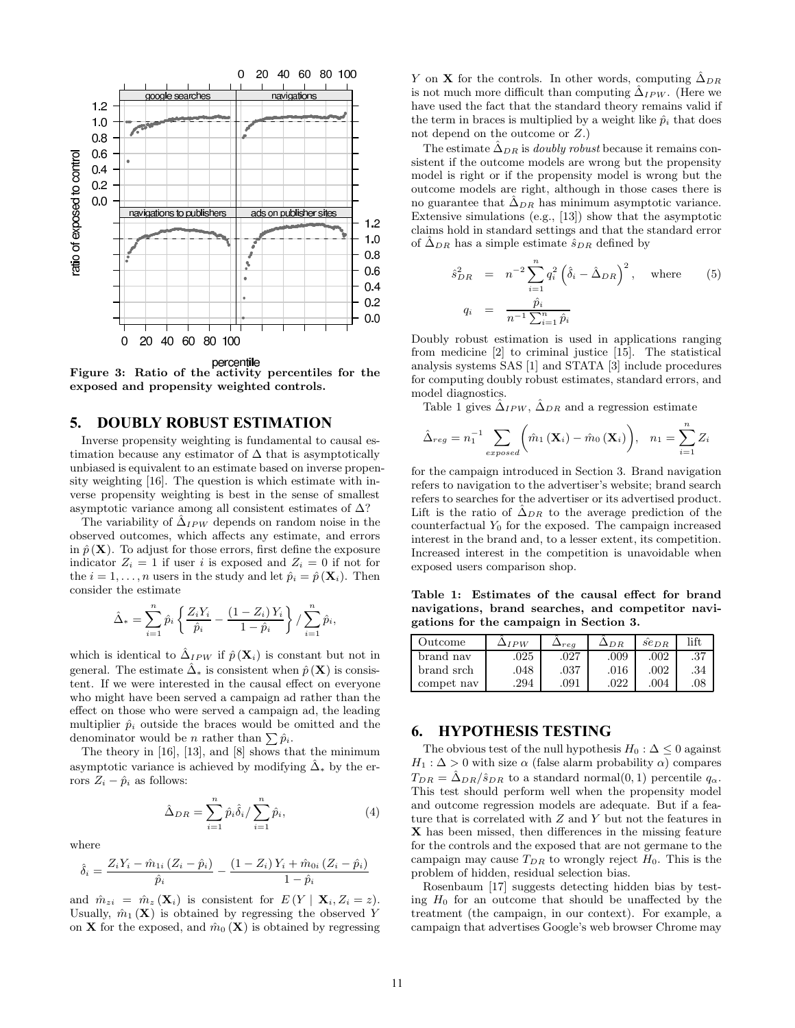Figure 3: Ratio of the activity percentiles for the exposed and propensity weighted controls.

## 5. DOUBLY ROBUST ESTIMATION

Inverse propensity weighting is fundamental to causal estimation because any estimator of $\Delta$ that is asymptotically unbiased is equivalent to an estimate based on inverse propensity weighting [16]. The question is which estimate with inverse propensity weighting is best in the sense of smallest asymptotic variance among all consistent estimates of $\Delta$?

The variability of $\hat{\Delta}_{IPW}$ depends on random noise in the observed outcomes, which affects any estimate, and errors in $\hat{p}(\mathbf{X})$. To adjust for those errors, first define the exposure indicator $Z_i = 1$ if user $i$ is exposed and $Z_i = 0$ if not for the $i = 1, \ldots, n$ users in the study and let $\hat{p}_i = \hat{p}(\mathbf{X}_i)$. Then consider the estimate

$$\hat{\Delta}_* = \sum_{i=1}^{n} \hat{p}_i \left\{ \frac{Z_i Y_i}{\hat{p}_i} - \frac{(1 - Z_i) Y_i}{1 - \hat{p}_i} \right\} / \sum_{i=1}^{n} \hat{p}_i,$$

which is identical to $\hat{\Delta}_{IPW}$ if $\hat{p}(\mathbf{X}_i)$ is constant but not in general. The estimate $\hat{\Delta}_*$ is consistent when $\hat{p}(\mathbf{X})$ is consistent. If we were interested in the causal effect on everyone who might have been served a campaign ad rather than the effect on those who were served a campaign ad, the leading multiplier $\hat{p}_i$ outside the braces would be omitted and the denominator would be $n$ rather than $\sum \hat{p}_i$.

The theory in [16], [13], and [8] shows that the minimum asymptotic variance is achieved by modifying $\hat{\Delta}_*$ by the errors $Z_i - \hat{p}_i$ as follows:

$$\hat{\Delta}_{DR} = \sum_{i=1}^{n} \hat{p}_i \hat{\delta}_i / \sum_{i=1}^{n} \hat{p}_i, \tag{4}$$

where

$$\hat{\delta}_i = \frac{Z_i Y_i - \hat{m}_{1i}(Z_i - \hat{p}_i)}{\hat{p}_i} - \frac{(1 - Z_i) Y_i + \hat{m}_{0i}(Z_i - \hat{p}_i)}{1 - \hat{p}_i}$$

and $\hat{m}_{zi} = \hat{m}_z(\mathbf{X}_i)$ is consistent for $E(Y \mid \mathbf{X}_i, Z_i = z)$. Usually, $\hat{m}_1(\mathbf{X})$ is obtained by regressing the observed $Y$ on $\mathbf{X}$ for the exposed, and $\hat{m}_0(\mathbf{X})$ is obtained by regressing $Y$ on $\mathbf{X}$ for the controls. In other words, computing $\hat{\Delta}_{DR}$ is not much more difficult than computing $\hat{\Delta}_{IPW}$. (Here we have used the fact that the standard theory remains valid if the term in braces is multiplied by a weight like $\hat{p}_i$ that does not depend on the outcome or $Z$.)

The estimate $\hat{\Delta}_{DR}$ is *doubly robust* because it remains consistent if the outcome models are wrong but the propensity model is right or if the propensity model is wrong but the outcome models are right, although in those cases there is no guarantee that $\hat{\Delta}_{DR}$ has minimum asymptotic variance. Extensive simulations (e.g., [13]) show that the asymptotic claims hold in standard settings and that the standard error of $\hat{\Delta}_{DR}$ has a simple estimate $\hat{s}_{DR}$ defined by

$$\hat{s}_{DR}^2 = n^{-2} \sum_{i=1}^{n} q_i^2 \left( \hat{\delta}_i - \hat{\Delta}_{DR} \right)^2, \quad \text{where} \tag{5}$$

$$q_i = \frac{\hat{p}_i}{n^{-1} \sum_{i=1}^{n} \hat{p}_i}$$

Doubly robust estimation is used in applications ranging from medicine [2] to criminal justice [15]. The statistical analysis systems SAS [1] and STATA [3] include procedures for computing doubly robust estimates, standard errors, and model diagnostics.

Table 1 gives $\hat{\Delta}_{IPW}$, $\hat{\Delta}_{DR}$ and a regression estimate

$$\hat{\Delta}_{reg} = n_1^{-1} \sum_{exposed} \left( \hat{m}_1(\mathbf{X}_i) - \hat{m}_0(\mathbf{X}_i) \right), \quad n_1 = \sum_{i=1}^{n} Z_i$$

for the campaign introduced in Section 3. Brand navigation refers to navigation to the advertiser's website; brand search refers to searches for the advertiser or its advertised product. Lift is the ratio of $\hat{\Delta}_{DR}$ to the average prediction of the counterfactual $Y_0$ for the exposed. The campaign increased interest in the brand and, to a lesser extent, its competition. Increased interest in the competition is unavoidable when exposed users comparison shop.

**Table 1: Estimates of the causal effect for brand navigations, brand searches, and competitor navigations for the campaign in Section 3.**

| Outcome | $\hat{\Delta}_{IPW}$ | $\hat{\Delta}_{reg}$ | $\hat{\Delta}_{DR}$ | $\hat{se}_{DR}$ | lift |
|---|---|---|---|---|---|
| brand nav | .025 | .027 | .009 | .002 | .37 |
| brand srch | .048 | .037 | .016 | .002 | .34 |
| compet nav | .294 | .091 | .022 | .004 | .08 |

## 6. HYPOTHESIS TESTING

The obvious test of the null hypothesis $H_0 : \Delta \le 0$ against $H_1 : \Delta > 0$ with size $\alpha$ (false alarm probability $\alpha$) compares $T_{DR} = \hat{\Delta}_{DR}/\hat{s}_{DR}$ to a standard normal(0, 1) percentile $q_\alpha$. This test should perform well when the propensity model and outcome regression models are adequate. But if a feature that is correlated with $Z$ and $Y$ but not the features in $\mathbf{X}$ has been missed, then differences in the missing feature for the controls and the exposed that are not germane to the campaign may cause $T_{DR}$ to wrongly reject $H_0$. This is the problem of hidden, residual selection bias.

Rosenbaum [17] suggests detecting hidden bias by testing $H_0$ for an outcome that should be unaffected by the treatment (the campaign, in our context). For example, a campaign that advertises Google's web browser Chrome may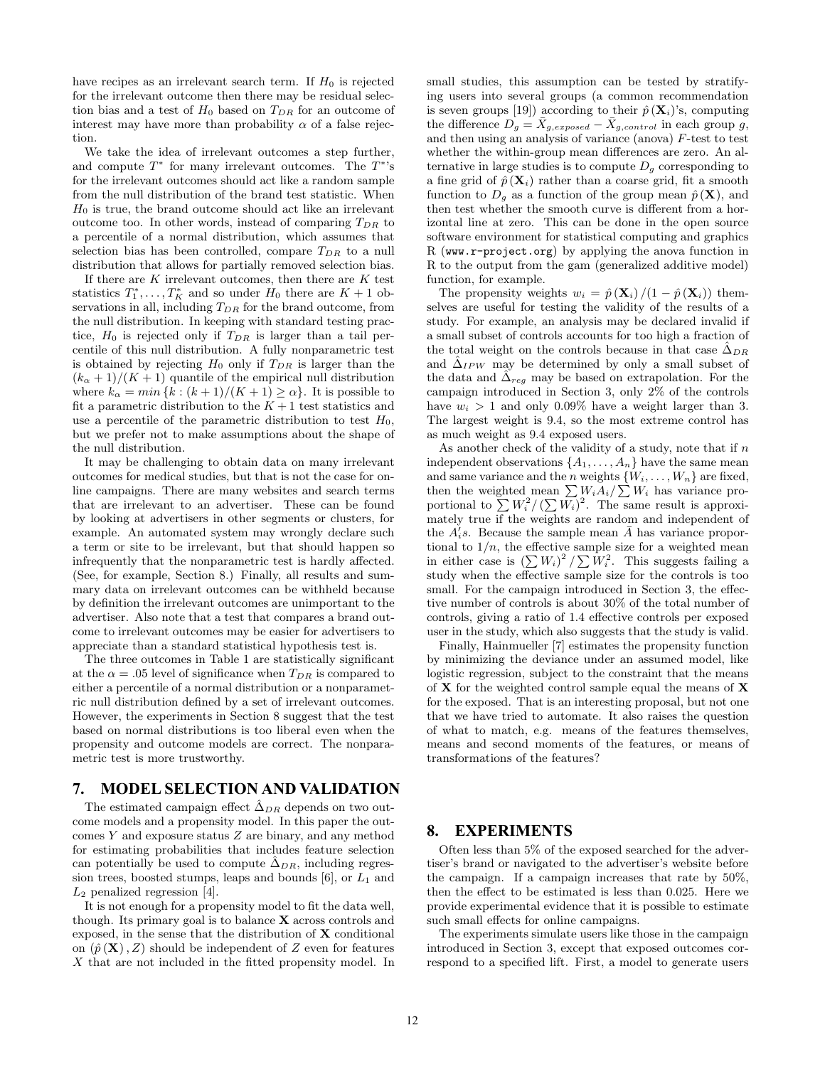have recipes as an irrelevant search term. If $H_0$ is rejected for the irrelevant outcome then there may be residual selection bias and a test of $H_0$ based on $T_{DR}$ for an outcome of interest may have more than probability $\alpha$ of a false rejection.

We take the idea of irrelevant outcomes a step further, and compute $T^*$ for many irrelevant outcomes. The $T^*$'s for the irrelevant outcomes should act like a random sample from the null distribution of the brand test statistic. When $H_0$ is true, the brand outcome should act like an irrelevant outcome too. In other words, instead of comparing $T_{DR}$ to a percentile of a normal distribution, which assumes that selection bias has been controlled, compare $T_{DR}$ to a null distribution that allows for partially removed selection bias.

If there are $K$ irrelevant outcomes, then there are $K$ test statistics $T_1^*, \ldots, T_K^*$ and so under $H_0$ there are $K+1$ observations in all, including $T_{DR}$ for the brand outcome, from the null distribution. In keeping with standard testing practice, $H_0$ is rejected only if $T_{DR}$ is larger than a tail percentile of this null distribution. A fully nonparametric test is obtained by rejecting $H_0$ only if $T_{DR}$ is larger than the $(k_\alpha + 1)/(K+1)$ quantile of the empirical null distribution where $k_\alpha = min\{k : (k+1)/(K+1) \geq \alpha\}$. It is possible to fit a parametric distribution to the $K+1$ test statistics and use a percentile of the parametric distribution to test $H_0$, but we prefer not to make assumptions about the shape of the null distribution.

It may be challenging to obtain data on many irrelevant outcomes for medical studies, but that is not the case for online campaigns. There are many websites and search terms that are irrelevant to an advertiser. These can be found by looking at advertisers in other segments or clusters, for example. An automated system may wrongly declare such a term or site to be irrelevant, but that should happen so infrequently that the nonparametric test is hardly affected. (See, for example, Section 8.) Finally, all results and summary data on irrelevant outcomes can be withheld because by definition the irrelevant outcomes are unimportant to the advertiser. Also note that a test that compares a brand outcome to irrelevant outcomes may be easier for advertisers to appreciate than a standard statistical hypothesis test is.

The three outcomes in Table 1 are statistically significant at the $\alpha = .05$ level of significance when $T_{DR}$ is compared to either a percentile of a normal distribution or a nonparametric null distribution defined by a set of irrelevant outcomes. However, the experiments in Section 8 suggest that the test based on normal distributions is too liberal even when the propensity and outcome models are correct. The nonparametric test is more trustworthy.

## 7. MODEL SELECTION AND VALIDATION

The estimated campaign effect $\hat{\Delta}_{DR}$ depends on two outcome models and a propensity model. In this paper the outcomes $Y$ and exposure status $Z$ are binary, and any method for estimating probabilities that includes feature selection can potentially be used to compute $\hat{\Delta}_{DR}$, including regression trees, boosted stumps, leaps and bounds [6], or $L_1$ and $L_2$ penalized regression [4].

It is not enough for a propensity model to fit the data well, though. Its primary goal is to balance $\mathbf{X}$ across controls and exposed, in the sense that the distribution of $\mathbf{X}$ conditional on $(\hat{p}(\mathbf{X}), Z)$ should be independent of $Z$ even for features $X$ that are not included in the fitted propensity model. In small studies, this assumption can be tested by stratifying users into several groups (a common recommendation is seven groups [19]) according to their $\hat{p}(\mathbf{X}_i)$'s, computing the difference $D_g = \bar{X}_{g,exposed} - \bar{X}_{g,control}$ in each group $g$, and then using an analysis of variance (anova) $F$-test to test whether the within-group mean differences are zero. An alternative in large studies is to compute $D_g$ corresponding to a fine grid of $\hat{p}(\mathbf{X}_i)$ rather than a coarse grid, fit a smooth function to $D_g$ as a function of the group mean $\hat{p}(\mathbf{X})$, and then test whether the smooth curve is different from a horizontal line at zero. This can be done in the open source software environment for statistical computing and graphics R (`www.r-project.org`) by applying the anova function in R to the output from the gam (generalized additive model) function, for example.

The propensity weights $w_i = \hat{p}(\mathbf{X}_i)/(1 - \hat{p}(\mathbf{X}_i))$ themselves are useful for testing the validity of the results of a study. For example, an analysis may be declared invalid if a small subset of controls accounts for too high a fraction of the total weight on the controls because in that case $\hat{\Delta}_{DR}$ and $\hat{\Delta}_{IPW}$ may be determined by only a small subset of the data and $\hat{\Delta}_{reg}$ may be based on extrapolation. For the campaign introduced in Section 3, only 2% of the controls have $w_i > 1$ and only 0.09% have a weight larger than 3. The largest weight is 9.4, so the most extreme control has as much weight as 9.4 exposed users.

As another check of the validity of a study, note that if $n$ independent observations $\{A_1, \ldots, A_n\}$ have the same mean and same variance and the $n$ weights $\{W_i, \ldots, W_n\}$ are fixed, then the weighted mean $\sum W_i A_i / \sum W_i$ has variance proportional to $\sum W_i^2 / (\sum W_i)^2$. The same result is approximately true if the weights are random and independent of the $A_i'$s. Because the sample mean $\bar{A}$ has variance proportional to $1/n$, the effective sample size for a weighted mean in either case is $(\sum W_i)^2 / \sum W_i^2$. This suggests failing a study when the effective sample size for the controls is too small. For the campaign introduced in Section 3, the effective number of controls is about 30% of the total number of controls, giving a ratio of 1.4 effective controls per exposed user in the study, which also suggests that the study is valid.

Finally, Hainmueller [7] estimates the propensity function by minimizing the deviance under an assumed model, like logistic regression, subject to the constraint that the means of $\mathbf{X}$ for the weighted control sample equal the means of $\mathbf{X}$ for the exposed. That is an interesting proposal, but not one that we have tried to automate. It also raises the question of what to match, e.g. means of the features themselves, means and second moments of the features, or means of transformations of the features?

## 8. EXPERIMENTS

Often less than 5% of the exposed searched for the advertiser's brand or navigated to the advertiser's website before the campaign. If a campaign increases that rate by 50%, then the effect to be estimated is less than 0.025. Here we provide experimental evidence that it is possible to estimate such small effects for online campaigns.

The experiments simulate users like those in the campaign introduced in Section 3, except that exposed outcomes correspond to a specified lift. First, a model to generate users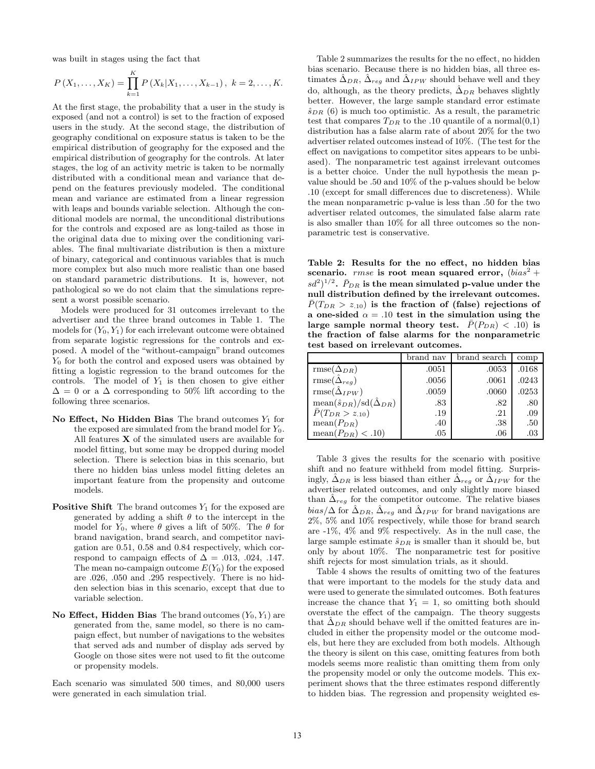was built in stages using the fact that

$$P(X_1, \ldots, X_K) = \prod_{k=1}^{K} P(X_k | X_1, \ldots, X_{k-1}), \; k = 2, \ldots, K.$$

At the first stage, the probability that a user in the study is exposed (and not a control) is set to the fraction of exposed users in the study. At the second stage, the distribution of geography conditional on exposure status is taken to be the empirical distribution of geography for the exposed and the empirical distribution of geography for the controls. At later stages, the log of an activity metric is taken to be normally distributed with a conditional mean and variance that depend on the features previously modeled. The conditional mean and variance are estimated from a linear regression with leaps and bounds variable selection. Although the conditional models are normal, the unconditional distributions for the controls and exposed are as long-tailed as those in the original data due to mixing over the conditioning variables. The final multivariate distribution is then a mixture of binary, categorical and continuous variables that is much more complex but also much more realistic than one based on standard parametric distributions. It is, however, not pathological so we do not claim that the simulations represent a worst possible scenario.

Models were produced for 31 outcomes irrelevant to the advertiser and the three brand outcomes in Table 1. The models for $(Y_0, Y_1)$ for each irrelevant outcome were obtained from separate logistic regressions for the controls and exposed. A model of the "without-campaign" brand outcomes $Y_0$ for both the control and exposed users was obtained by fitting a logistic regression to the brand outcomes for the controls. The model of $Y_1$ is then chosen to give either $\Delta = 0$ or a $\Delta$ corresponding to 50% lift according to the following three scenarios.

- **No Effect, No Hidden Bias** The brand outcomes $Y_1$ for the exposed are simulated from the brand model for $Y_0$. All features $\mathbf{X}$ of the simulated users are available for model fitting, but some may be dropped during model selection. There is selection bias in this scenario, but there no hidden bias unless model fitting deletes an important feature from the propensity and outcome models.

- **Positive Shift** The brand outcomes $Y_1$ for the exposed are generated by adding a shift $\theta$ to the intercept in the model for $Y_0$, where $\theta$ gives a lift of 50%. The $\theta$ for brand navigation, brand search, and competitor navigation are 0.51, 0.58 and 0.84 respectively, which correspond to campaign effects of $\Delta = .013, .024, .147$. The mean no-campaign outcome $E(Y_0)$ for the exposed are .026, .050 and .295 respectively. There is no hidden selection bias in this scenario, except that due to variable selection.

- **No Effect, Hidden Bias** The brand outcomes $(Y_0, Y_1)$ are generated from the, same model, so there is no campaign effect, but number of navigations to the websites that served ads and number of display ads served by Google on those sites were not used to fit the outcome or propensity models.

Each scenario was simulated 500 times, and 80,000 users were generated in each simulation trial.

Table 2 summarizes the results for the no effect, no hidden bias scenario. Because there is no hidden bias, all three estimates $\hat{\Delta}_{DR}$, $\hat{\Delta}_{reg}$ and $\hat{\Delta}_{IPW}$ should behave well and they do, although, as the theory predicts, $\hat{\Delta}_{DR}$ behaves slightly better. However, the large sample standard error estimate $\hat{s}_{DR}$ (6) is much too optimistic. As a result, the parametric test that compares $T_{DR}$ to the .10 quantile of a normal(0,1) distribution has a false alarm rate of about 20% for the two advertiser related outcomes instead of 10%. (The test for the effect on navigations to competitor sites appears to be unbiased). The nonparametric test against irrelevant outcomes is a better choice. Under the null hypothesis the mean p-value should be .50 and 10% of the p-values should be below .10 (except for small differences due to discreteness). While the mean nonparametric p-value is less than .50 for the two advertiser related outcomes, the simulated false alarm rate is also smaller than 10% for all three outcomes so the nonparametric test is conservative.

**Table 2: Results for the no effect, no hidden bias scenario.** *rmse* **is root mean squared error,** $(bias^2 + sd^2)^{1/2}$**.** $\bar{P}_{DR}$ **is the mean simulated p-value under the null distribution defined by the irrelevant outcomes.** $\bar{P}(T_{DR} > z_{.10})$ **is the fraction of (false) rejections of a one-sided** $\alpha = .10$ **test in the simulation using the large sample normal theory test.** $\bar{P}(P_{DR}) < .10)$ **is the fraction of false alarms for the nonparametric test based on irrelevant outcomes.**

| | brand nav | brand search | comp |
|---|---|---|---|
| $\text{rmse}(\hat{\Delta}_{DR})$ | .0051 | .0053 | .0168 |
| $\text{rmse}(\hat{\Delta}_{reg})$ | .0056 | .0061 | .0243 |
| $\text{rmse}(\hat{\Delta}_{IPW})$ | .0059 | .0060 | .0253 |
| $\text{mean}(\hat{s}_{DR})/\text{sd}(\hat{\Delta}_{DR})$ | .83 | .82 | .80 |
| $\bar{P}(T_{DR} > z_{.10})$ | .19 | .21 | .09 |
| $\text{mean}(P_{DR})$ | .40 | .38 | .50 |
| $\text{mean}(P_{DR}) < .10)$ | .05 | .06 | .03 |

Table 3 gives the results for the scenario with positive shift and no feature withheld from model fitting. Surprisingly, $\hat{\Delta}_{DR}$ is less biased than either $\hat{\Delta}_{reg}$ or $\hat{\Delta}_{IPW}$ for the advertiser related outcomes, and only slightly more biased than $\hat{\Delta}_{reg}$ for the competitor outcome. The relative biases $bias/\Delta$ for $\hat{\Delta}_{DR}$, $\hat{\Delta}_{reg}$ and $\hat{\Delta}_{IPW}$ for brand navigations are 2%, 5% and 10% respectively, while those for brand search are -1%, 4% and 9% respectively. As in the null case, the large sample estimate $\hat{s}_{DR}$ is smaller than it should be, but only by about 10%. The nonparametric test for positive shift rejects for most simulation trials, as it should.

Table 4 shows the results of omitting two of the features that were important to the models for the study data and were used to generate the simulated outcomes. Both features increase the chance that $Y_1 = 1$, so omitting both should overstate the effect of the campaign. The theory suggests that $\hat{\Delta}_{DR}$ should behave well if the omitted features are included in either the propensity model or the outcome models, but here they are excluded from both models. Although the theory is silent on this case, omitting features from both models seems more realistic than omitting them from only the propensity model or only the outcome models. This experiment shows that the three estimates respond differently to hidden bias. The regression and propensity weighted es-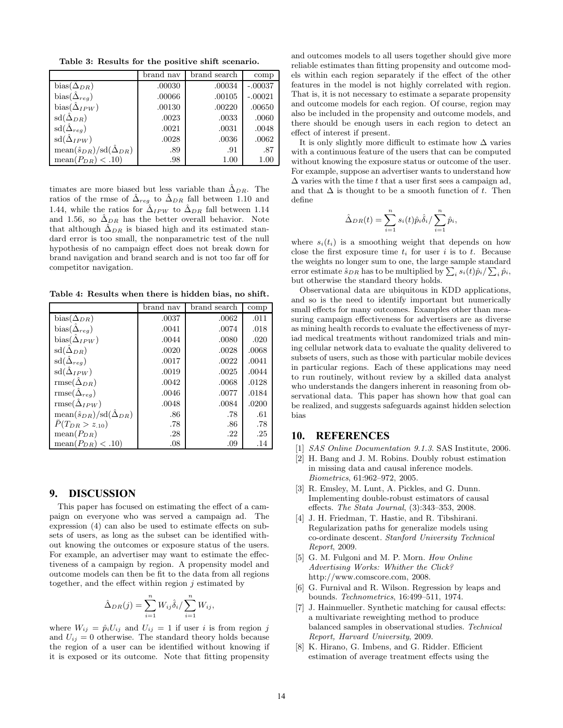**Table 3: Results for the positive shift scenario.**

| | brand nav | brand search | comp |
|---|---|---|---|
| bias($\hat{\Delta}_{DR}$) | .00030 | .00034 | -.00037 |
| bias($\hat{\Delta}_{reg}$) | .00066 | .00105 | -.00021 |
| bias($\hat{\Delta}_{IPW}$) | .00130 | .00220 | .00650 |
| sd($\hat{\Delta}_{DR}$) | .0023 | .0033 | .0060 |
| sd($\hat{\Delta}_{reg}$) | .0021 | .0031 | .0048 |
| sd($\hat{\Delta}_{IPW}$) | .0028 | .0036 | .0062 |
| mean($\hat{s}_{DR}$)/sd($\hat{\Delta}_{DR}$) | .89 | .91 | .87 |
| mean($P_{DR}$) < .10) | .98 | 1.00 | 1.00 |

timates are more biased but less variable than $\hat{\Delta}_{DR}$. The ratios of the rmse of $\hat{\Delta}_{reg}$ to $\hat{\Delta}_{DR}$ fall between 1.10 and 1.44, while the ratios for $\hat{\Delta}_{IPW}$ to $\hat{\Delta}_{DR}$ fall between 1.14 and 1.56, so $\hat{\Delta}_{DR}$ has the better overall behavior. Note that although $\hat{\Delta}_{DR}$ is biased high and its estimated standard error is too small, the nonparametric test of the null hypothesis of no campaign effect does not break down for brand navigation and brand search and is not too far off for competitor navigation.

**Table 4: Results when there is hidden bias, no shift.**

| | brand nav | brand search | comp |
|---|---|---|---|
| bias($\Delta_{DR}$) | .0037 | .0062 | .011 |
| bias($\hat{\Delta}_{reg}$) | .0041 | .0074 | .018 |
| bias($\hat{\Delta}_{IPW}$) | .0044 | .0080 | .020 |
| sd($\hat{\Delta}_{DR}$) | .0020 | .0028 | .0068 |
| sd($\hat{\Delta}_{reg}$) | .0017 | .0022 | .0041 |
| sd($\hat{\Delta}_{IPW}$) | .0019 | .0025 | .0044 |
| rmse($\hat{\Delta}_{DR}$) | .0042 | .0068 | .0128 |
| rmse($\hat{\Delta}_{reg}$) | .0046 | .0077 | .0184 |
| rmse($\hat{\Delta}_{IPW}$) | .0048 | .0084 | .0200 |
| mean($\hat{s}_{DR}$)/sd($\hat{\Delta}_{DR}$) | .86 | .78 | .61 |
| $\bar{P}(T_{DR} > z_{.10})$ | .78 | .86 | .78 |
| mean($P_{DR}$) | .28 | .22 | .25 |
| mean($P_{DR}$) < .10) | .08 | .09 | .14 |

## 9. DISCUSSION

This paper has focused on estimating the effect of a campaign on everyone who was served a campaign ad. The expression (4) can also be used to estimate effects on subsets of users, as long as the subset can be identified without knowing the outcomes or exposure status of the users. For example, an advertiser may want to estimate the effectiveness of a campaign by region. A propensity model and outcome models can then be fit to the data from all regions together, and the effect within region $j$ estimated by

$$\hat{\Delta}_{DR}(j) = \sum_{i=1}^{n} W_{ij}\hat{\delta}_i / \sum_{i=1}^{n} W_{ij},$$

where $W_{ij} = \hat{p}_i U_{ij}$ and $U_{ij} = 1$ if user $i$ is from region $j$ and $U_{ij} = 0$ otherwise. The standard theory holds because the region of a user can be identified without knowing if it is exposed or its outcome. Note that fitting propensity and outcomes models to all users together should give more reliable estimates than fitting propensity and outcome models within each region separately if the effect of the other features in the model is not highly correlated with region. That is, it is not necessary to estimate a separate propensity and outcome models for each region. Of course, region may also be included in the propensity and outcome models, and there should be enough users in each region to detect an effect of interest if present.

It is only slightly more difficult to estimate how $\Delta$ varies with a continuous feature of the users that can be computed without knowing the exposure status or outcome of the user. For example, suppose an advertiser wants to understand how $\Delta$ varies with the time $t$ that a user first sees a campaign ad, and that $\Delta$ is thought to be a smooth function of $t$. Then define

$$\hat{\Delta}_{DR}(t) = \sum_{i=1}^{n} s_i(t)\hat{p}_i\hat{\delta}_i / \sum_{i=1}^{n} \hat{p}_i,$$

where $s_i(t_i)$ is a smoothing weight that depends on how close the first exposure time $t_i$ for user $i$ is to $t$. Because the weights no longer sum to one, the large sample standard error estimate $\hat{s}_{DR}$ has to be multiplied by $\sum_i s_i(t)\hat{p}_i / \sum_i \hat{p}_i$, but otherwise the standard theory holds.

Observational data are ubiquitous in KDD applications, and so is the need to identify important but numerically small effects for many outcomes. Examples other than measuring campaign effectiveness for advertisers are as diverse as mining health records to evaluate the effectiveness of myriad medical treatments without randomized trials and mining cellular network data to evaluate the quality delivered to subsets of users, such as those with particular mobile devices in particular regions. Each of these applications may need to run routinely, without review by a skilled data analyst who understands the dangers inherent in reasoning from observational data. This paper has shown how that goal can be realized, and suggests safeguards against hidden selection bias

## 10. REFERENCES

[1] *SAS Online Documentation 9.1.3*. SAS Institute, 2006.

[2] H. Bang and J. M. Robins. Doubly robust estimation in missing data and causal inference models. *Biometrics*, 61:962–972, 2005.

[3] R. Emsley, M. Lunt, A. Pickles, and G. Dunn. Implementing double-robust estimators of causal effects. *The Stata Journal*, (3):343–353, 2008.

[4] J. H. Friedman, T. Hastie, and R. Tibshirani. Regularization paths for generalize models using co-ordinate descent. *Stanford University Technical Report*, 2009.

[5] G. M. Fulgoni and M. P. Morn. *How Online Advertising Works: Whither the Click?* http://www.comscore.com, 2008.

[6] G. Furnival and R. Wilson. Regression by leaps and bounds. *Technometrics*, 16:499–511, 1974.

[7] J. Hainmueller. Synthetic matching for causal effects: a multivariate reweighting method to produce balanced samples in observational studies. *Technical Report, Harvard University*, 2009.

[8] K. Hirano, G. Imbens, and G. Ridder. Efficient estimation of average treatment effects using the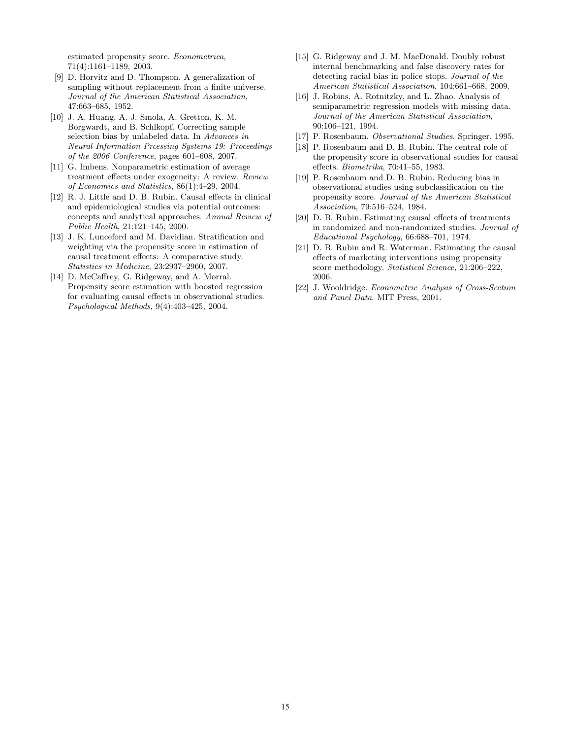estimated propensity score. *Econometrica*, 71(4):1161–1189, 2003.

[9] D. Horvitz and D. Thompson. A generalization of sampling without replacement from a finite universe. *Journal of the American Statistical Association*, 47:663–685, 1952.

[10] J. A. Huang, A. J. Smola, A. Gretton, K. M. Borgwardt, and B. Schlkopf. Correcting sample selection bias by unlabeled data. In *Advances in Neural Information Prcessing Systems 19: Proceedings of the 2006 Conference*, pages 601–608, 2007.

[11] G. Imbens. Nonparametric estimation of average treatment effects under exogeneity: A review. *Review of Economics and Statistics*, 86(1):4–29, 2004.

[12] R. J. Little and D. B. Rubin. Causal effects in clinical and epidemiological studies via potential outcomes: concepts and analytical approaches. *Annual Review of Public Health*, 21:121–145, 2000.

[13] J. K. Lunceford and M. Davidian. Stratification and weighting via the propensity score in estimation of causal treatment effects: A comparative study. *Statistics in Medicine*, 23:2937–2960, 2007.

[14] D. McCaffrey, G. Ridgeway, and A. Morral. Propensity score estimation with boosted regression for evaluating causal effects in observational studies. *Psychological Methods*, 9(4):403–425, 2004.

[15] G. Ridgeway and J. M. MacDonald. Doubly robust internal benchmarking and false discovery rates for detecting racial bias in police stops. *Journal of the American Statistical Association*, 104:661–668, 2009.

[16] J. Robins, A. Rotnitzky, and L. Zhao. Analysis of semiparametric regression models with missing data. *Journal of the American Statistical Association*, 90:106–121, 1994.

[17] P. Rosenbaum. *Observational Studies*. Springer, 1995.

[18] P. Rosenbaum and D. B. Rubin. The central role of the propensity score in observational studies for causal effects. *Biometrika*, 70:41–55, 1983.

[19] P. Rosenbaum and D. B. Rubin. Reducing bias in observational studies using subclassification on the propensity score. *Journal of the American Statistical Association*, 79:516–524, 1984.

[20] D. B. Rubin. Estimating causal effects of treatments in randomized and non-randomized studies. *Journal of Educational Psychology*, 66:688–701, 1974.

[21] D. B. Rubin and R. Waterman. Estimating the causal effects of marketing interventions using propensity score methodology. *Statistical Science*, 21:206–222, 2006.

[22] J. Wooldridge. *Econometric Analysis of Cross-Section and Panel Data*. MIT Press, 2001.